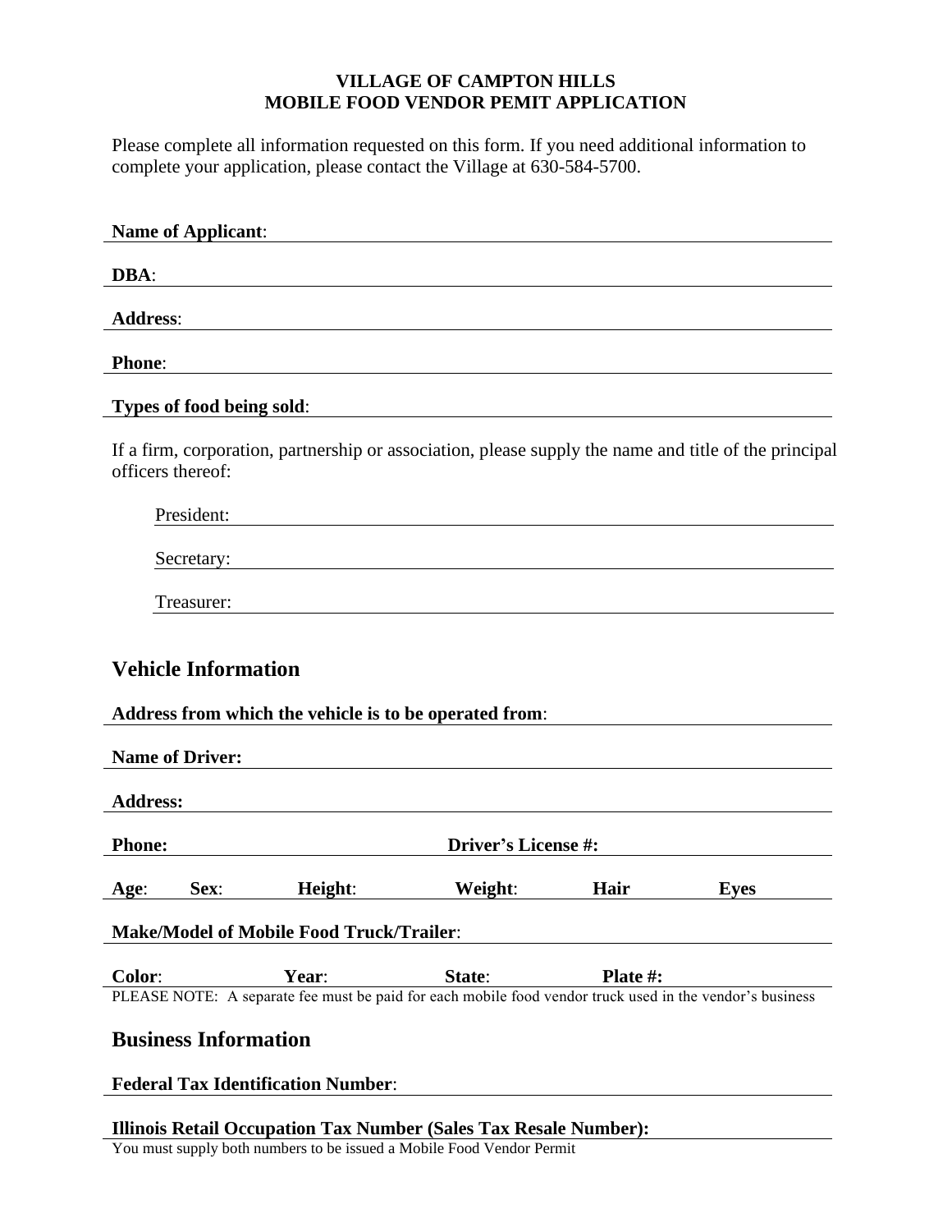**VILLAGE OF CAMPTON HILLS**
**MOBILE FOOD VENDOR PEMIT APPLICATION**

Please complete all information requested on this form. If you need additional information to complete your application, please contact the Village at 630-584-5700.

**Name of Applicant**: ______________________________

**DBA**: ______________________________

**Address**: ______________________________

**Phone**: ______________________________

**Types of food being sold**: ______________________________

If a firm, corporation, partnership or association, please supply the name and title of the principal officers thereof:

President: ______________________________

Secretary: ______________________________

Treasurer: ______________________________

## Vehicle Information

**Address from which the vehicle is to be operated from**: ______________________________

**Name of Driver:** ______________________________

**Address:** ______________________________

**Phone:** ______________ **Driver's License #:** ______________

**Age**: ______ **Sex**: ______ **Height**: ______ **Weight**: ______ **Hair** ______ **Eyes** ______

**Make/Model of Mobile Food Truck/Trailer**: ______________________________

**Color**: ______ **Year**: ______ **State**: ______ **Plate #:** ______

PLEASE NOTE: A separate fee must be paid for each mobile food vendor truck used in the vendor's business

## Business Information

**Federal Tax Identification Number**: ______________________________

**Illinois Retail Occupation Tax Number (Sales Tax Resale Number):** ______________________________

You must supply both numbers to be issued a Mobile Food Vendor Permit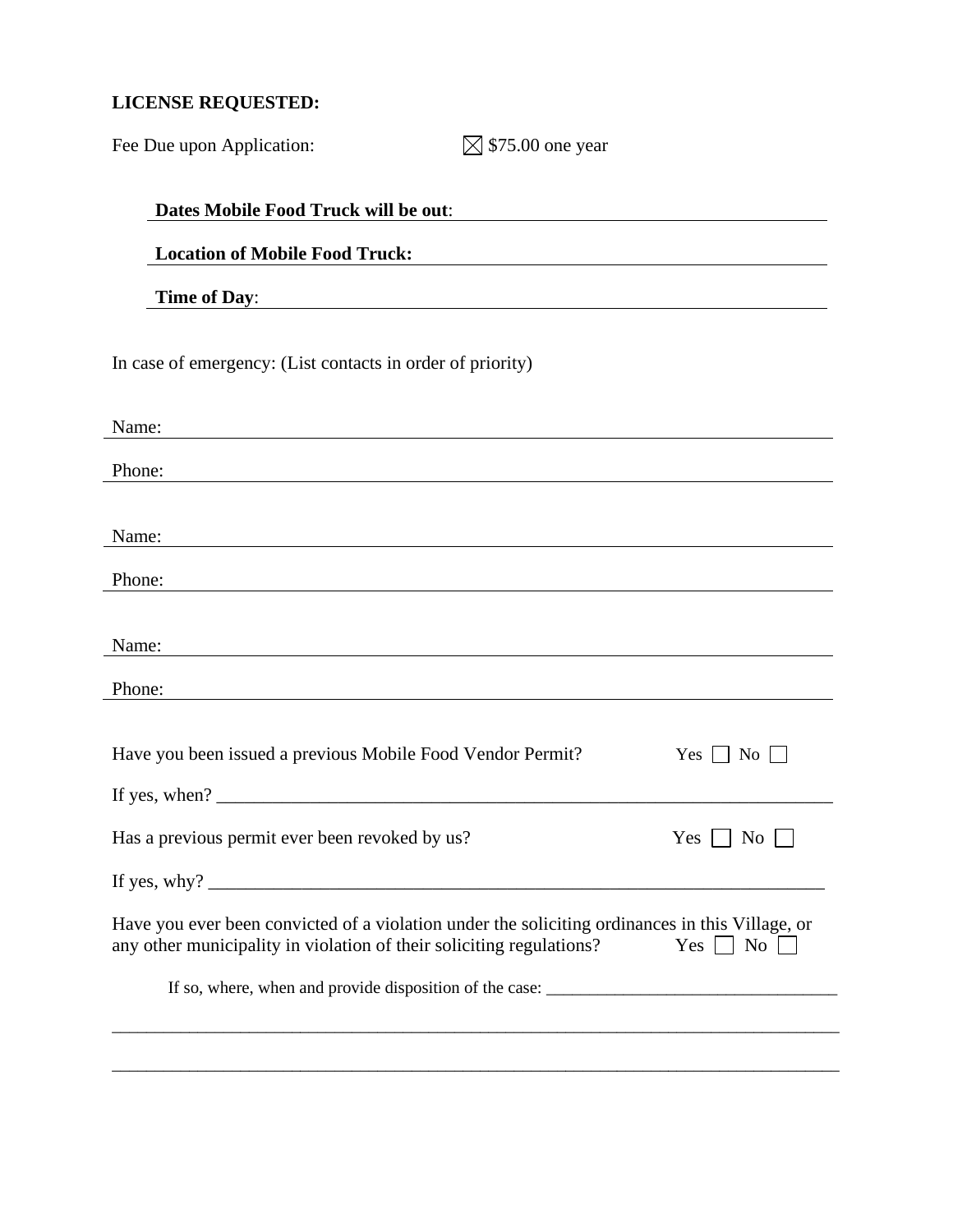**LICENSE REQUESTED:**

Fee Due upon Application: ☒ $75.00 one year

**Dates Mobile Food Truck will be out**: ______________________________

**Location of Mobile Food Truck:** ______________________________

**Time of Day**: ______________________________

In case of emergency: (List contacts in order of priority)

Name: ______________________________

Phone: ______________________________

Name: ______________________________

Phone: ______________________________

Name: ______________________________

Phone: ______________________________

Have you been issued a previous Mobile Food Vendor Permit? Yes ☐ No ☐

If yes, when? ______________________________

Has a previous permit ever been revoked by us? Yes ☐ No ☐

If yes, why? ______________________________

Have you ever been convicted of a violation under the soliciting ordinances in this Village, or any other municipality in violation of their soliciting regulations? Yes ☐ No ☐

If so, where, when and provide disposition of the case: ______________________________

______________________________

______________________________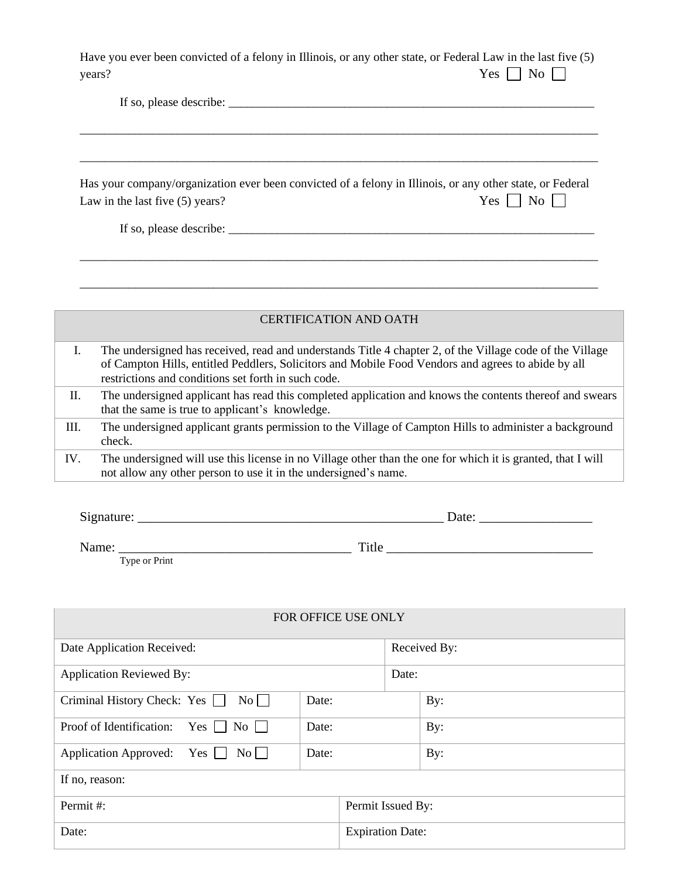Have you ever been convicted of a felony in Illinois, or any other state, or Federal Law in the last five (5) years? Yes ☐ No ☐

If so, please describe: ______________________________________________________________

______________________________________________________________________________________

______________________________________________________________________________________

Has your company/organization ever been convicted of a felony in Illinois, or any other state, or Federal Law in the last five (5) years? Yes ☐ No ☐

If so, please describe: ______________________________________________________________

______________________________________________________________________________________

______________________________________________________________________________________

| CERTIFICATION AND OATH | |
|---|---|
| I. | The undersigned has received, read and understands Title 4 chapter 2, of the Village code of the Village of Campton Hills, entitled Peddlers, Solicitors and Mobile Food Vendors and agrees to abide by all restrictions and conditions set forth in such code. |
| II. | The undersigned applicant has read this completed application and knows the contents thereof and swears that the same is true to applicant's knowledge. |
| III. | The undersigned applicant grants permission to the Village of Campton Hills to administer a background check. |
| IV. | The undersigned will use this license in no Village other than the one for which it is granted, that I will not allow any other person to use it in the undersigned's name. |

Signature: _______________________________________________ Date: ________________

Name: __________________________________ Title ______________________________
Type or Print

| FOR OFFICE USE ONLY | | | |
|---|---|---|---|
| Date Application Received: | | Received By: | |
| Application Reviewed By: | | Date: | |
| Criminal History Check: Yes ☐ No ☐ | Date: | | By: |
| Proof of Identification: Yes ☐ No ☐ | Date: | | By: |
| Application Approved: Yes ☐ No ☐ | Date: | | By: |
| If no, reason: | | | |
| Permit #: | | Permit Issued By: | |
| Date: | | Expiration Date: | |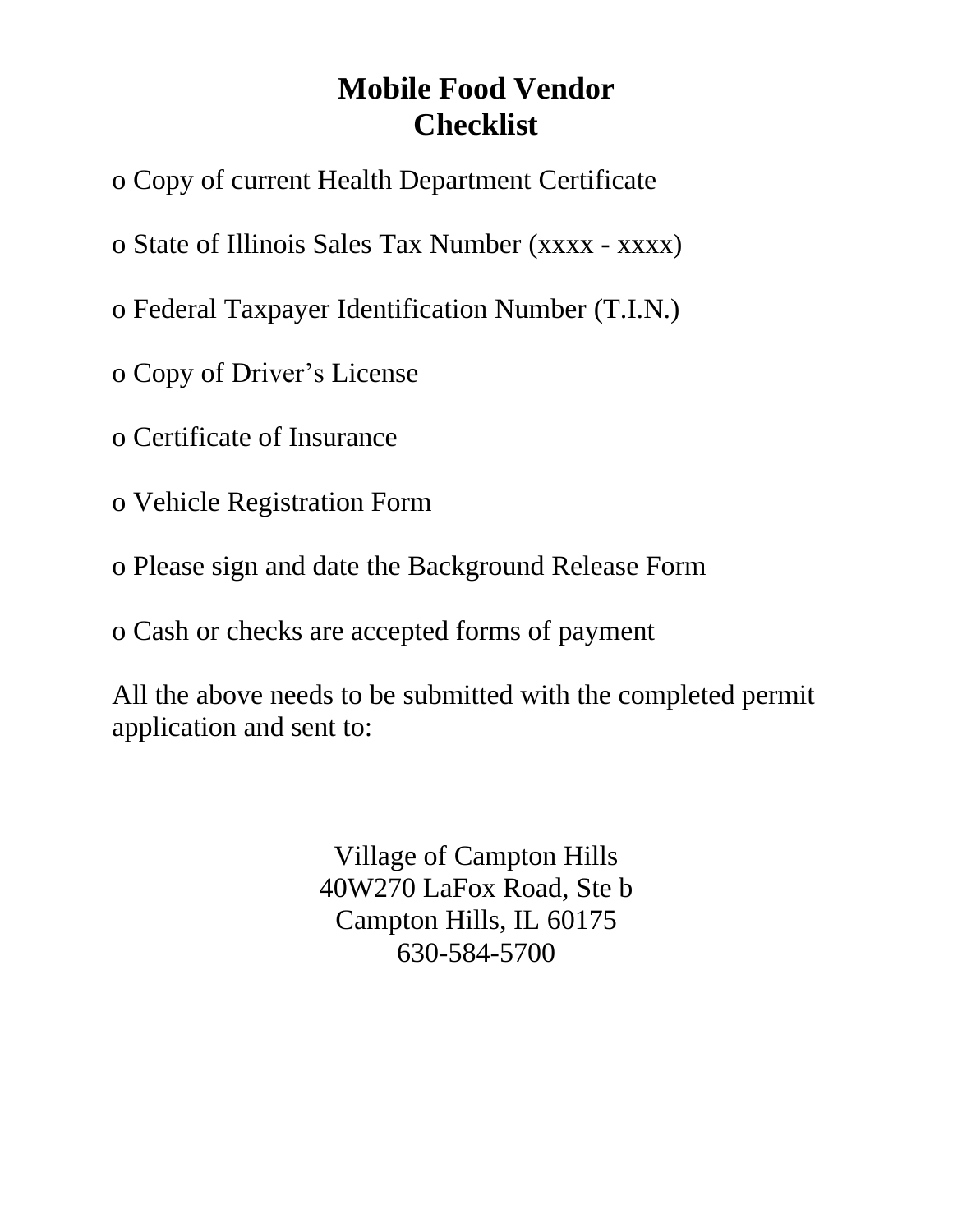# Mobile Food Vendor Checklist

o Copy of current Health Department Certificate

o State of Illinois Sales Tax Number (xxxx - xxxx)

o Federal Taxpayer Identification Number (T.I.N.)

o Copy of Driver's License

o Certificate of Insurance

o Vehicle Registration Form

o Please sign and date the Background Release Form

o Cash or checks are accepted forms of payment

All the above needs to be submitted with the completed permit application and sent to:

Village of Campton Hills
40W270 LaFox Road, Ste b
Campton Hills, IL 60175
630-584-5700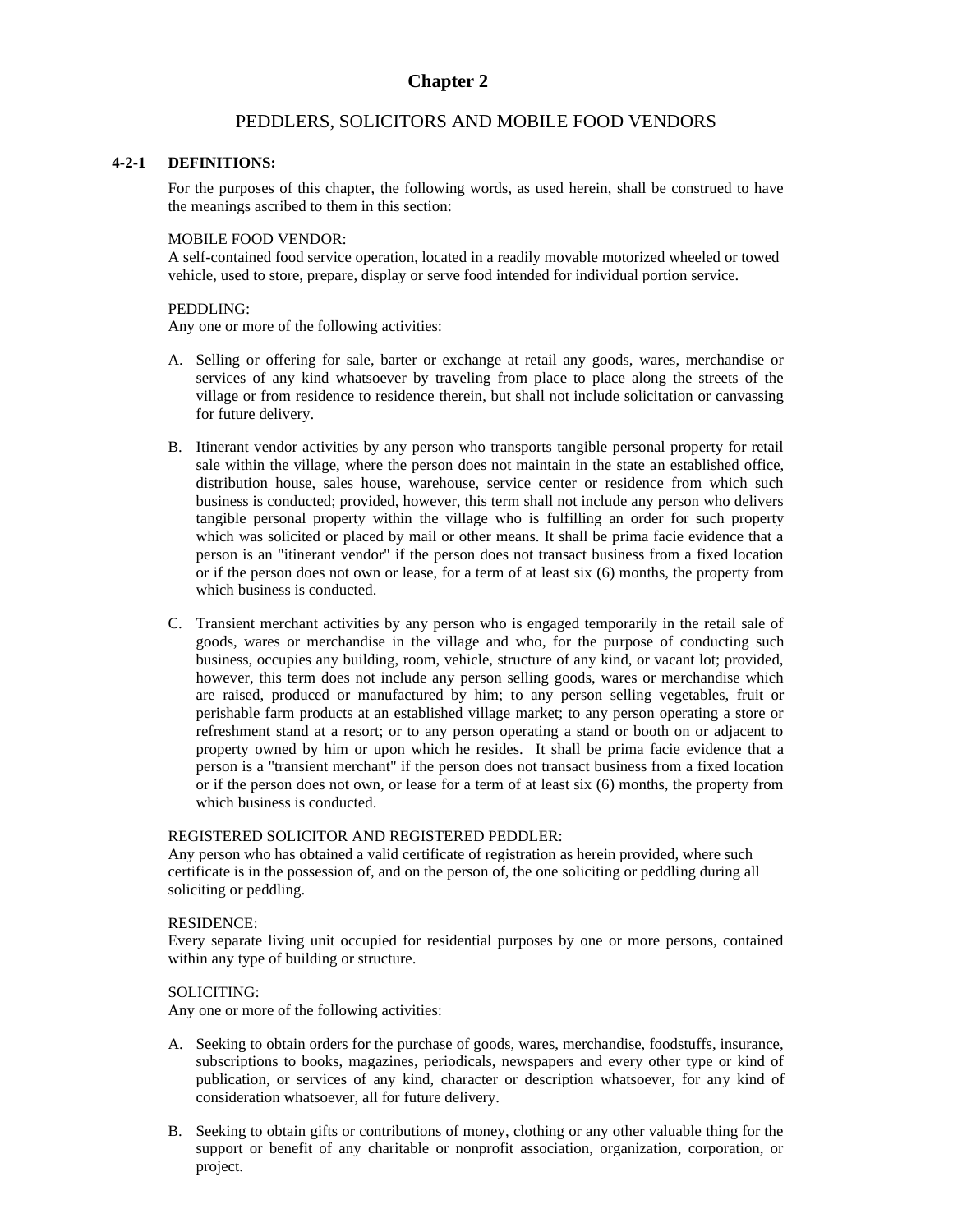# Chapter 2

## PEDDLERS, SOLICITORS AND MOBILE FOOD VENDORS

### 4-2-1 DEFINITIONS:

For the purposes of this chapter, the following words, as used herein, shall be construed to have the meanings ascribed to them in this section:

MOBILE FOOD VENDOR:
A self-contained food service operation, located in a readily movable motorized wheeled or towed vehicle, used to store, prepare, display or serve food intended for individual portion service.

PEDDLING:
Any one or more of the following activities:

A. Selling or offering for sale, barter or exchange at retail any goods, wares, merchandise or services of any kind whatsoever by traveling from place to place along the streets of the village or from residence to residence therein, but shall not include solicitation or canvassing for future delivery.

B. Itinerant vendor activities by any person who transports tangible personal property for retail sale within the village, where the person does not maintain in the state an established office, distribution house, sales house, warehouse, service center or residence from which such business is conducted; provided, however, this term shall not include any person who delivers tangible personal property within the village who is fulfilling an order for such property which was solicited or placed by mail or other means. It shall be prima facie evidence that a person is an "itinerant vendor" if the person does not transact business from a fixed location or if the person does not own or lease, for a term of at least six (6) months, the property from which business is conducted.

C. Transient merchant activities by any person who is engaged temporarily in the retail sale of goods, wares or merchandise in the village and who, for the purpose of conducting such business, occupies any building, room, vehicle, structure of any kind, or vacant lot; provided, however, this term does not include any person selling goods, wares or merchandise which are raised, produced or manufactured by him; to any person selling vegetables, fruit or perishable farm products at an established village market; to any person operating a store or refreshment stand at a resort; or to any person operating a stand or booth on or adjacent to property owned by him or upon which he resides. It shall be prima facie evidence that a person is a "transient merchant" if the person does not transact business from a fixed location or if the person does not own, or lease for a term of at least six (6) months, the property from which business is conducted.

REGISTERED SOLICITOR AND REGISTERED PEDDLER:
Any person who has obtained a valid certificate of registration as herein provided, where such certificate is in the possession of, and on the person of, the one soliciting or peddling during all soliciting or peddling.

RESIDENCE:
Every separate living unit occupied for residential purposes by one or more persons, contained within any type of building or structure.

SOLICITING:
Any one or more of the following activities:

A. Seeking to obtain orders for the purchase of goods, wares, merchandise, foodstuffs, insurance, subscriptions to books, magazines, periodicals, newspapers and every other type or kind of publication, or services of any kind, character or description whatsoever, for any kind of consideration whatsoever, all for future delivery.

B. Seeking to obtain gifts or contributions of money, clothing or any other valuable thing for the support or benefit of any charitable or nonprofit association, organization, corporation, or project.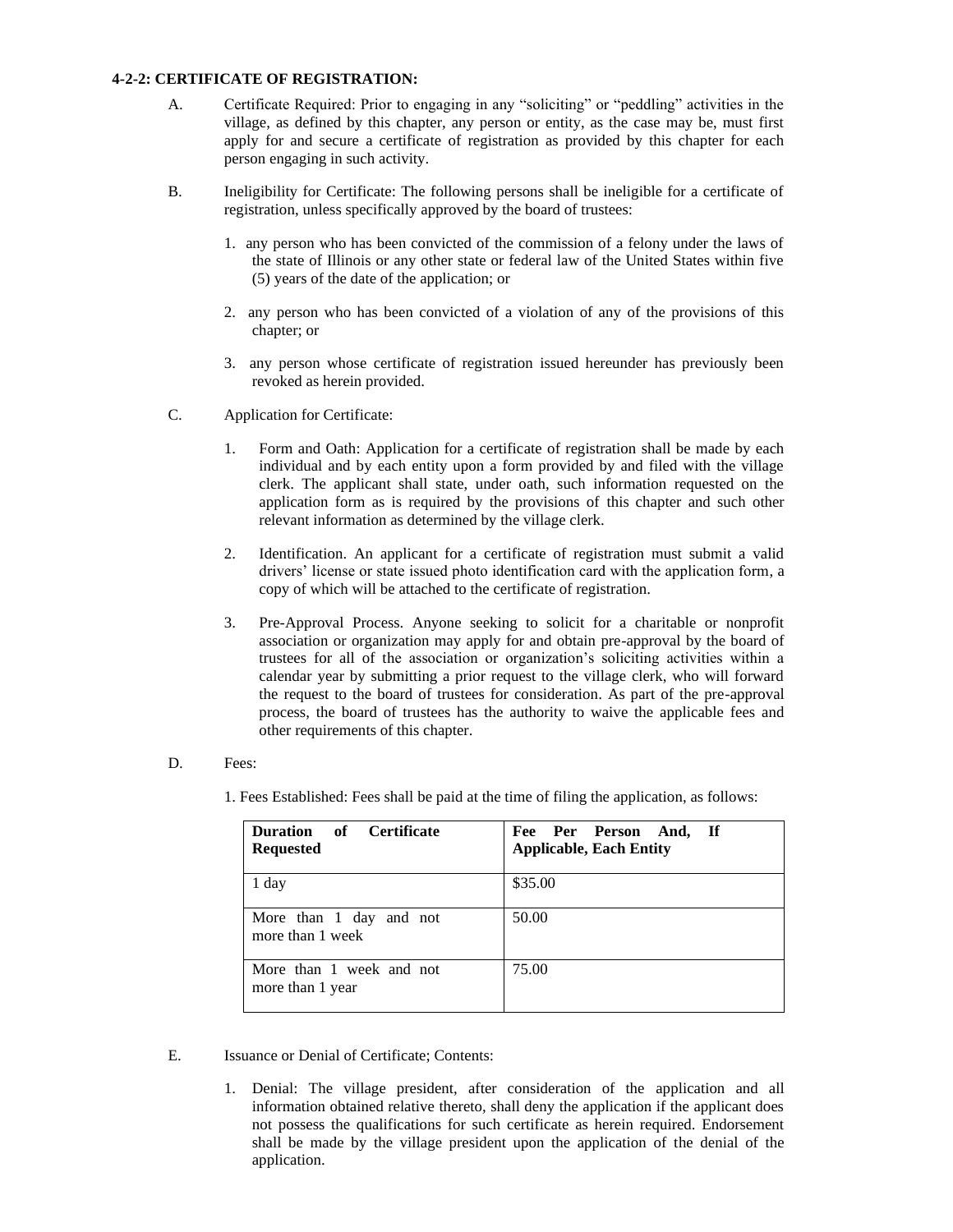**4-2-2: CERTIFICATE OF REGISTRATION:**

A. Certificate Required: Prior to engaging in any “soliciting” or “peddling” activities in the village, as defined by this chapter, any person or entity, as the case may be, must first apply for and secure a certificate of registration as provided by this chapter for each person engaging in such activity.

B. Ineligibility for Certificate: The following persons shall be ineligible for a certificate of registration, unless specifically approved by the board of trustees:

1. any person who has been convicted of the commission of a felony under the laws of the state of Illinois or any other state or federal law of the United States within five (5) years of the date of the application; or

2. any person who has been convicted of a violation of any of the provisions of this chapter; or

3. any person whose certificate of registration issued hereunder has previously been revoked as herein provided.

C. Application for Certificate:

1. Form and Oath: Application for a certificate of registration shall be made by each individual and by each entity upon a form provided by and filed with the village clerk. The applicant shall state, under oath, such information requested on the application form as is required by the provisions of this chapter and such other relevant information as determined by the village clerk.

2. Identification. An applicant for a certificate of registration must submit a valid drivers’ license or state issued photo identification card with the application form, a copy of which will be attached to the certificate of registration.

3. Pre-Approval Process. Anyone seeking to solicit for a charitable or nonprofit association or organization may apply for and obtain pre-approval by the board of trustees for all of the association or organization’s soliciting activities within a calendar year by submitting a prior request to the village clerk, who will forward the request to the board of trustees for consideration. As part of the pre-approval process, the board of trustees has the authority to waive the applicable fees and other requirements of this chapter.

D. Fees:

1. Fees Established: Fees shall be paid at the time of filing the application, as follows:

| **Duration of Certificate Requested** | **Fee Per Person And, If Applicable, Each Entity** |
|---|---|
| 1 day | $35.00 |
| More than 1 day and not more than 1 week | 50.00 |
| More than 1 week and not more than 1 year | 75.00 |

E. Issuance or Denial of Certificate; Contents:

1. Denial: The village president, after consideration of the application and all information obtained relative thereto, shall deny the application if the applicant does not possess the qualifications for such certificate as herein required. Endorsement shall be made by the village president upon the application of the denial of the application.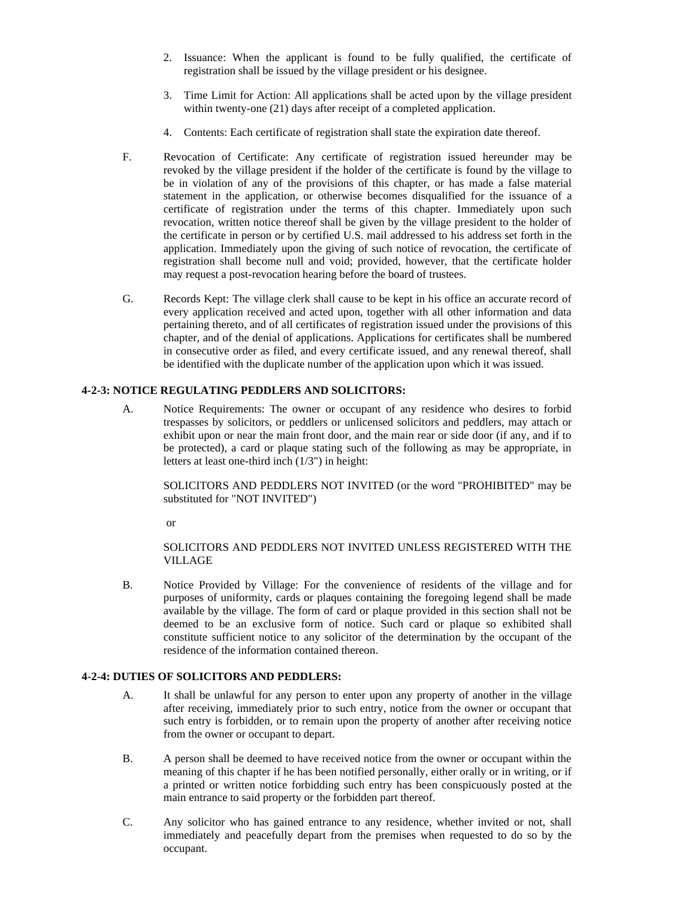2. Issuance: When the applicant is found to be fully qualified, the certificate of registration shall be issued by the village president or his designee.

3. Time Limit for Action: All applications shall be acted upon by the village president within twenty-one (21) days after receipt of a completed application.

4. Contents: Each certificate of registration shall state the expiration date thereof.

F. Revocation of Certificate: Any certificate of registration issued hereunder may be revoked by the village president if the holder of the certificate is found by the village to be in violation of any of the provisions of this chapter, or has made a false material statement in the application, or otherwise becomes disqualified for the issuance of a certificate of registration under the terms of this chapter. Immediately upon such revocation, written notice thereof shall be given by the village president to the holder of the certificate in person or by certified U.S. mail addressed to his address set forth in the application. Immediately upon the giving of such notice of revocation, the certificate of registration shall become null and void; provided, however, that the certificate holder may request a post-revocation hearing before the board of trustees.

G. Records Kept: The village clerk shall cause to be kept in his office an accurate record of every application received and acted upon, together with all other information and data pertaining thereto, and of all certificates of registration issued under the provisions of this chapter, and of the denial of applications. Applications for certificates shall be numbered in consecutive order as filed, and every certificate issued, and any renewal thereof, shall be identified with the duplicate number of the application upon which it was issued.

**4-2-3: NOTICE REGULATING PEDDLERS AND SOLICITORS:**

A. Notice Requirements: The owner or occupant of any residence who desires to forbid trespasses by solicitors, or peddlers or unlicensed solicitors and peddlers, may attach or exhibit upon or near the main front door, and the main rear or side door (if any, and if to be protected), a card or plaque stating such of the following as may be appropriate, in letters at least one-third inch (1/3") in height:

SOLICITORS AND PEDDLERS NOT INVITED (or the word "PROHIBITED" may be substituted for "NOT INVITED")

or

SOLICITORS AND PEDDLERS NOT INVITED UNLESS REGISTERED WITH THE VILLAGE

B. Notice Provided by Village: For the convenience of residents of the village and for purposes of uniformity, cards or plaques containing the foregoing legend shall be made available by the village. The form of card or plaque provided in this section shall not be deemed to be an exclusive form of notice. Such card or plaque so exhibited shall constitute sufficient notice to any solicitor of the determination by the occupant of the residence of the information contained thereon.

**4-2-4: DUTIES OF SOLICITORS AND PEDDLERS:**

A. It shall be unlawful for any person to enter upon any property of another in the village after receiving, immediately prior to such entry, notice from the owner or occupant that such entry is forbidden, or to remain upon the property of another after receiving notice from the owner or occupant to depart.

B. A person shall be deemed to have received notice from the owner or occupant within the meaning of this chapter if he has been notified personally, either orally or in writing, or if a printed or written notice forbidding such entry has been conspicuously posted at the main entrance to said property or the forbidden part thereof.

C. Any solicitor who has gained entrance to any residence, whether invited or not, shall immediately and peacefully depart from the premises when requested to do so by the occupant.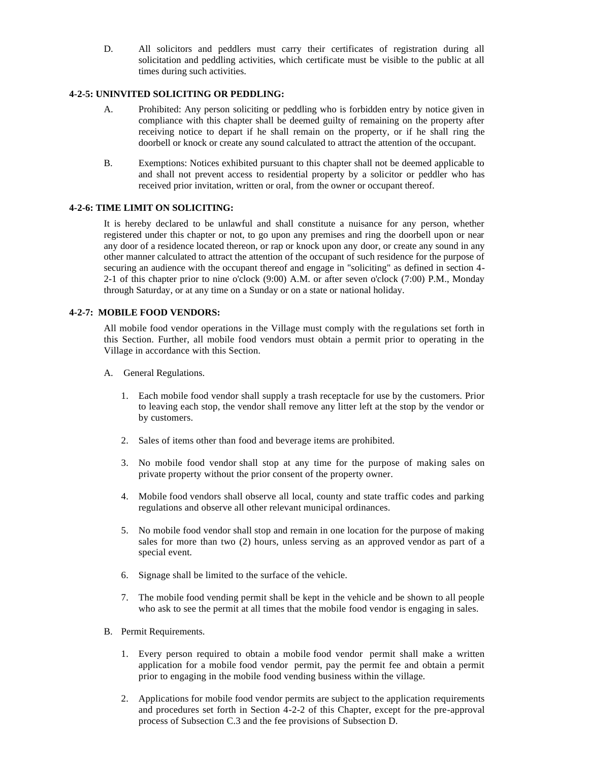D. All solicitors and peddlers must carry their certificates of registration during all solicitation and peddling activities, which certificate must be visible to the public at all times during such activities.

**4-2-5: UNINVITED SOLICITING OR PEDDLING:**

A. Prohibited: Any person soliciting or peddling who is forbidden entry by notice given in compliance with this chapter shall be deemed guilty of remaining on the property after receiving notice to depart if he shall remain on the property, or if he shall ring the doorbell or knock or create any sound calculated to attract the attention of the occupant.

B. Exemptions: Notices exhibited pursuant to this chapter shall not be deemed applicable to and shall not prevent access to residential property by a solicitor or peddler who has received prior invitation, written or oral, from the owner or occupant thereof.

**4-2-6: TIME LIMIT ON SOLICITING:**

It is hereby declared to be unlawful and shall constitute a nuisance for any person, whether registered under this chapter or not, to go upon any premises and ring the doorbell upon or near any door of a residence located thereon, or rap or knock upon any door, or create any sound in any other manner calculated to attract the attention of the occupant of such residence for the purpose of securing an audience with the occupant thereof and engage in "soliciting" as defined in section 4-2-1 of this chapter prior to nine o'clock (9:00) A.M. or after seven o'clock (7:00) P.M., Monday through Saturday, or at any time on a Sunday or on a state or national holiday.

**4-2-7: MOBILE FOOD VENDORS:**

All mobile food vendor operations in the Village must comply with the regulations set forth in this Section. Further, all mobile food vendors must obtain a permit prior to operating in the Village in accordance with this Section.

A. General Regulations.

1. Each mobile food vendor shall supply a trash receptacle for use by the customers. Prior to leaving each stop, the vendor shall remove any litter left at the stop by the vendor or by customers.

2. Sales of items other than food and beverage items are prohibited.

3. No mobile food vendor shall stop at any time for the purpose of making sales on private property without the prior consent of the property owner.

4. Mobile food vendors shall observe all local, county and state traffic codes and parking regulations and observe all other relevant municipal ordinances.

5. No mobile food vendor shall stop and remain in one location for the purpose of making sales for more than two (2) hours, unless serving as an approved vendor as part of a special event.

6. Signage shall be limited to the surface of the vehicle.

7. The mobile food vending permit shall be kept in the vehicle and be shown to all people who ask to see the permit at all times that the mobile food vendor is engaging in sales.

B. Permit Requirements.

1. Every person required to obtain a mobile food vendor permit shall make a written application for a mobile food vendor permit, pay the permit fee and obtain a permit prior to engaging in the mobile food vending business within the village.

2. Applications for mobile food vendor permits are subject to the application requirements and procedures set forth in Section 4-2-2 of this Chapter, except for the pre-approval process of Subsection C.3 and the fee provisions of Subsection D.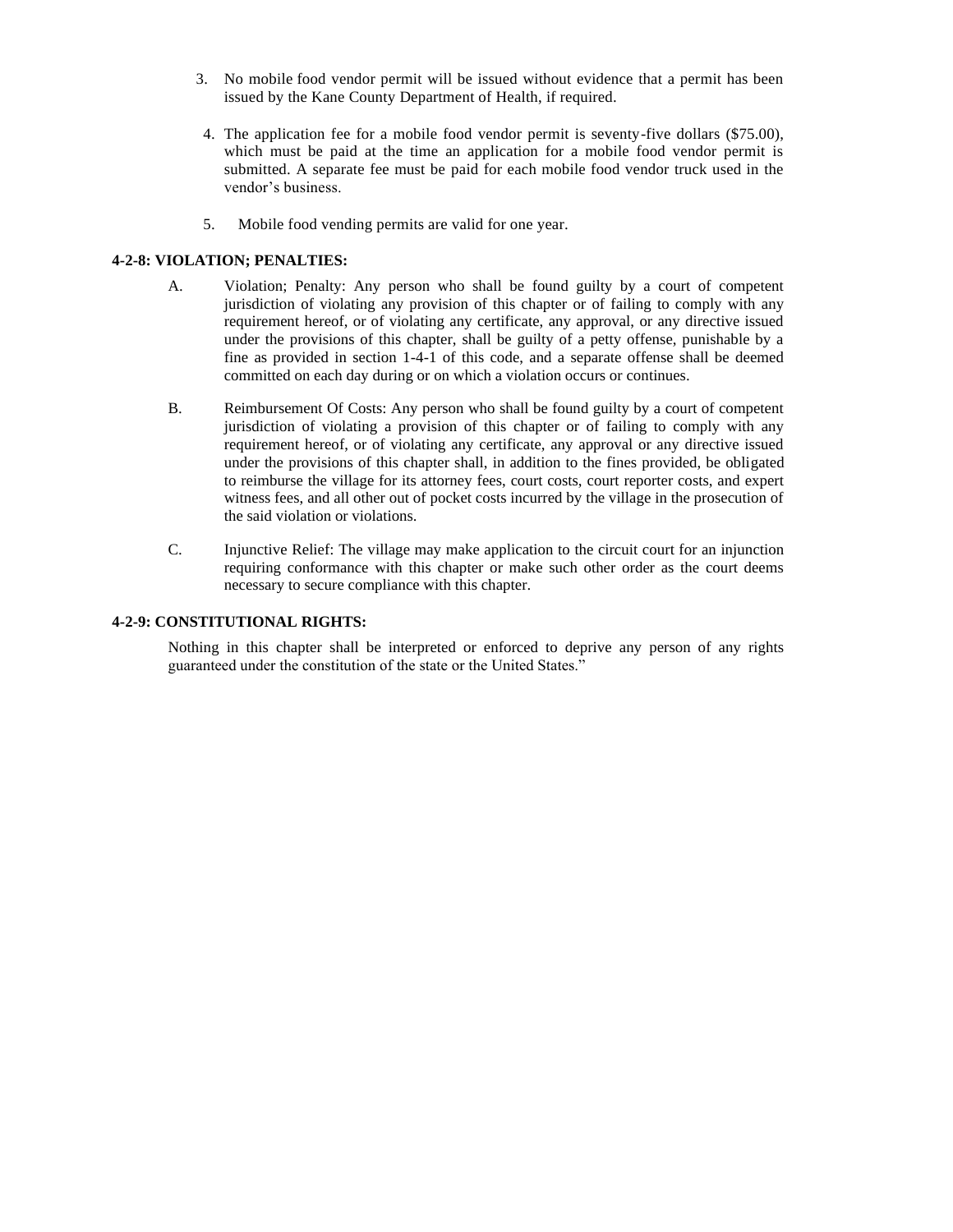3. No mobile food vendor permit will be issued without evidence that a permit has been issued by the Kane County Department of Health, if required.

4. The application fee for a mobile food vendor permit is seventy-five dollars ($75.00), which must be paid at the time an application for a mobile food vendor permit is submitted. A separate fee must be paid for each mobile food vendor truck used in the vendor's business.

5. Mobile food vending permits are valid for one year.

**4-2-8: VIOLATION; PENALTIES:**

A. Violation; Penalty: Any person who shall be found guilty by a court of competent jurisdiction of violating any provision of this chapter or of failing to comply with any requirement hereof, or of violating any certificate, any approval, or any directive issued under the provisions of this chapter, shall be guilty of a petty offense, punishable by a fine as provided in section 1-4-1 of this code, and a separate offense shall be deemed committed on each day during or on which a violation occurs or continues.

B. Reimbursement Of Costs: Any person who shall be found guilty by a court of competent jurisdiction of violating a provision of this chapter or of failing to comply with any requirement hereof, or of violating any certificate, any approval or any directive issued under the provisions of this chapter shall, in addition to the fines provided, be obligated to reimburse the village for its attorney fees, court costs, court reporter costs, and expert witness fees, and all other out of pocket costs incurred by the village in the prosecution of the said violation or violations.

C. Injunctive Relief: The village may make application to the circuit court for an injunction requiring conformance with this chapter or make such other order as the court deems necessary to secure compliance with this chapter.

**4-2-9: CONSTITUTIONAL RIGHTS:**

Nothing in this chapter shall be interpreted or enforced to deprive any person of any rights guaranteed under the constitution of the state or the United States."